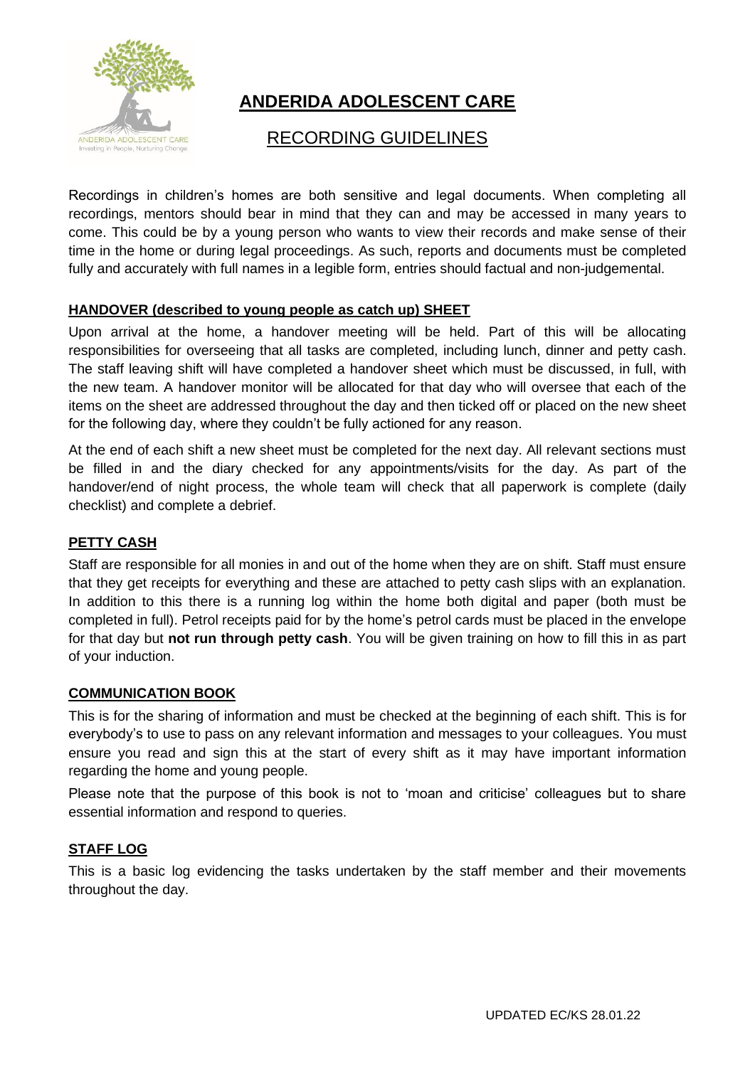# ANDERIDA ADOLESCENT CARE

## RECORDING GUIDELINES

Recordings in children's homes are both sensitive and legal documents. When completing all recordings, mentors should bear in mind that they can and may be accessed in many years to come. This could be by a young person who wants to view their records and make sense of their time in the home or during legal proceedings. As such, reports and documents must be completed fully and accurately with full names in a legible form, entries should factual and non-judgemental.

### HANDOVER (described to young people as catch up) SHEET

Upon arrival at the home, a handover meeting will be held. Part of this will be allocating responsibilities for overseeing that all tasks are completed, including lunch, dinner and petty cash. The staff leaving shift will have completed a handover sheet which must be discussed, in full, with the new team. A handover monitor will be allocated for that day who will oversee that each of the items on the sheet are addressed throughout the day and then ticked off or placed on the new sheet for the following day, where they couldn't be fully actioned for any reason.

At the end of each shift a new sheet must be completed for the next day. All relevant sections must be filled in and the diary checked for any appointments/visits for the day. As part of the handover/end of night process, the whole team will check that all paperwork is complete (daily checklist) and complete a debrief.

### PETTY CASH

Staff are responsible for all monies in and out of the home when they are on shift. Staff must ensure that they get receipts for everything and these are attached to petty cash slips with an explanation. In addition to this there is a running log within the home both digital and paper (both must be completed in full). Petrol receipts paid for by the home's petrol cards must be placed in the envelope for that day but **not run through petty cash**. You will be given training on how to fill this in as part of your induction.

### COMMUNICATION BOOK

This is for the sharing of information and must be checked at the beginning of each shift. This is for everybody's to use to pass on any relevant information and messages to your colleagues. You must ensure you read and sign this at the start of every shift as it may have important information regarding the home and young people.

Please note that the purpose of this book is not to 'moan and criticise' colleagues but to share essential information and respond to queries.

### STAFF LOG

This is a basic log evidencing the tasks undertaken by the staff member and their movements throughout the day.

UPDATED EC/KS 28.01.22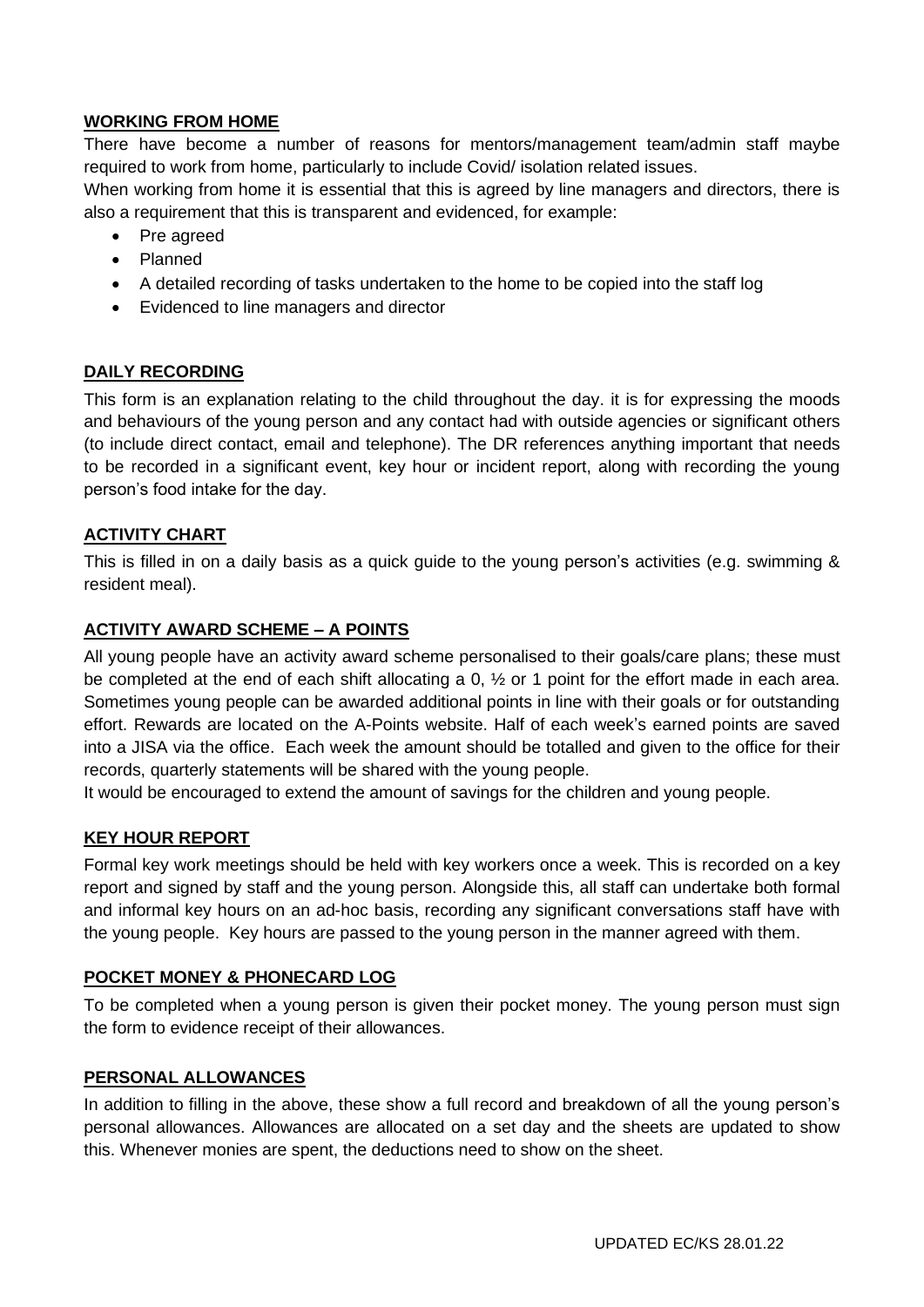## WORKING FROM HOME

There have become a number of reasons for mentors/management team/admin staff maybe required to work from home, particularly to include Covid/ isolation related issues.

When working from home it is essential that this is agreed by line managers and directors, there is also a requirement that this is transparent and evidenced, for example:

- Pre agreed
- Planned
- A detailed recording of tasks undertaken to the home to be copied into the staff log
- Evidenced to line managers and director

## DAILY RECORDING

This form is an explanation relating to the child throughout the day. it is for expressing the moods and behaviours of the young person and any contact had with outside agencies or significant others (to include direct contact, email and telephone). The DR references anything important that needs to be recorded in a significant event, key hour or incident report, along with recording the young person's food intake for the day.

## ACTIVITY CHART

This is filled in on a daily basis as a quick guide to the young person's activities (e.g. swimming & resident meal).

## ACTIVITY AWARD SCHEME – A POINTS

All young people have an activity award scheme personalised to their goals/care plans; these must be completed at the end of each shift allocating a 0, ½ or 1 point for the effort made in each area. Sometimes young people can be awarded additional points in line with their goals or for outstanding effort. Rewards are located on the A-Points website. Half of each week's earned points are saved into a JISA via the office. Each week the amount should be totalled and given to the office for their records, quarterly statements will be shared with the young people.

It would be encouraged to extend the amount of savings for the children and young people.

## KEY HOUR REPORT

Formal key work meetings should be held with key workers once a week. This is recorded on a key report and signed by staff and the young person. Alongside this, all staff can undertake both formal and informal key hours on an ad-hoc basis, recording any significant conversations staff have with the young people. Key hours are passed to the young person in the manner agreed with them.

## POCKET MONEY & PHONECARD LOG

To be completed when a young person is given their pocket money. The young person must sign the form to evidence receipt of their allowances.

## PERSONAL ALLOWANCES

In addition to filling in the above, these show a full record and breakdown of all the young person's personal allowances. Allowances are allocated on a set day and the sheets are updated to show this. Whenever monies are spent, the deductions need to show on the sheet.

UPDATED EC/KS 28.01.22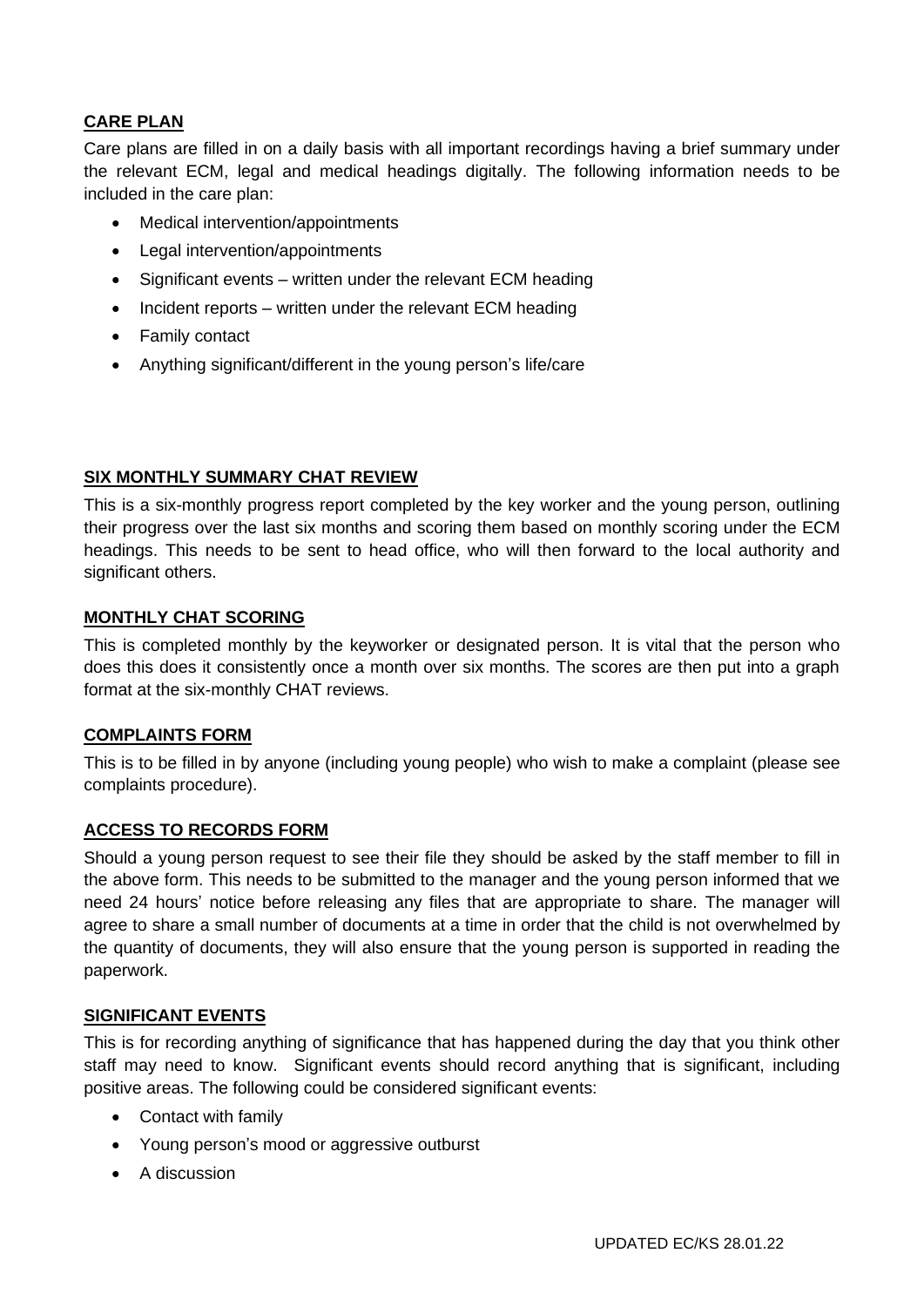## CARE PLAN

Care plans are filled in on a daily basis with all important recordings having a brief summary under the relevant ECM, legal and medical headings digitally. The following information needs to be included in the care plan:

- Medical intervention/appointments
- Legal intervention/appointments
- Significant events – written under the relevant ECM heading
- Incident reports – written under the relevant ECM heading
- Family contact
- Anything significant/different in the young person's life/care

## SIX MONTHLY SUMMARY CHAT REVIEW

This is a six-monthly progress report completed by the key worker and the young person, outlining their progress over the last six months and scoring them based on monthly scoring under the ECM headings. This needs to be sent to head office, who will then forward to the local authority and significant others.

## MONTHLY CHAT SCORING

This is completed monthly by the keyworker or designated person. It is vital that the person who does this does it consistently once a month over six months. The scores are then put into a graph format at the six-monthly CHAT reviews.

## COMPLAINTS FORM

This is to be filled in by anyone (including young people) who wish to make a complaint (please see complaints procedure).

## ACCESS TO RECORDS FORM

Should a young person request to see their file they should be asked by the staff member to fill in the above form. This needs to be submitted to the manager and the young person informed that we need 24 hours' notice before releasing any files that are appropriate to share. The manager will agree to share a small number of documents at a time in order that the child is not overwhelmed by the quantity of documents, they will also ensure that the young person is supported in reading the paperwork.

## SIGNIFICANT EVENTS

This is for recording anything of significance that has happened during the day that you think other staff may need to know. Significant events should record anything that is significant, including positive areas. The following could be considered significant events:

- Contact with family
- Young person's mood or aggressive outburst
- A discussion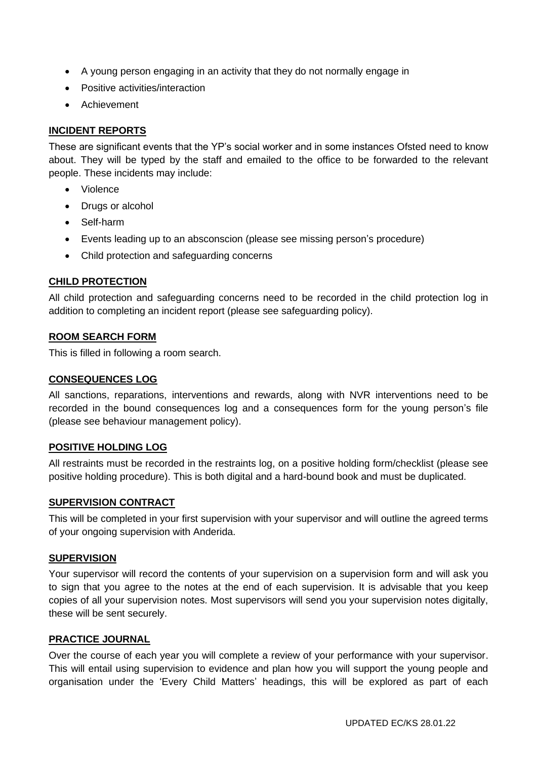- A young person engaging in an activity that they do not normally engage in
- Positive activities/interaction
- Achievement

### INCIDENT REPORTS

These are significant events that the YP's social worker and in some instances Ofsted need to know about. They will be typed by the staff and emailed to the office to be forwarded to the relevant people. These incidents may include:

- Violence
- Drugs or alcohol
- Self-harm
- Events leading up to an absconscion (please see missing person's procedure)
- Child protection and safeguarding concerns

### CHILD PROTECTION

All child protection and safeguarding concerns need to be recorded in the child protection log in addition to completing an incident report (please see safeguarding policy).

### ROOM SEARCH FORM

This is filled in following a room search.

### CONSEQUENCES LOG

All sanctions, reparations, interventions and rewards, along with NVR interventions need to be recorded in the bound consequences log and a consequences form for the young person's file (please see behaviour management policy).

### POSITIVE HOLDING LOG

All restraints must be recorded in the restraints log, on a positive holding form/checklist (please see positive holding procedure). This is both digital and a hard-bound book and must be duplicated.

### SUPERVISION CONTRACT

This will be completed in your first supervision with your supervisor and will outline the agreed terms of your ongoing supervision with Anderida.

### SUPERVISION

Your supervisor will record the contents of your supervision on a supervision form and will ask you to sign that you agree to the notes at the end of each supervision. It is advisable that you keep copies of all your supervision notes. Most supervisors will send you your supervision notes digitally, these will be sent securely.

### PRACTICE JOURNAL

Over the course of each year you will complete a review of your performance with your supervisor. This will entail using supervision to evidence and plan how you will support the young people and organisation under the 'Every Child Matters' headings, this will be explored as part of each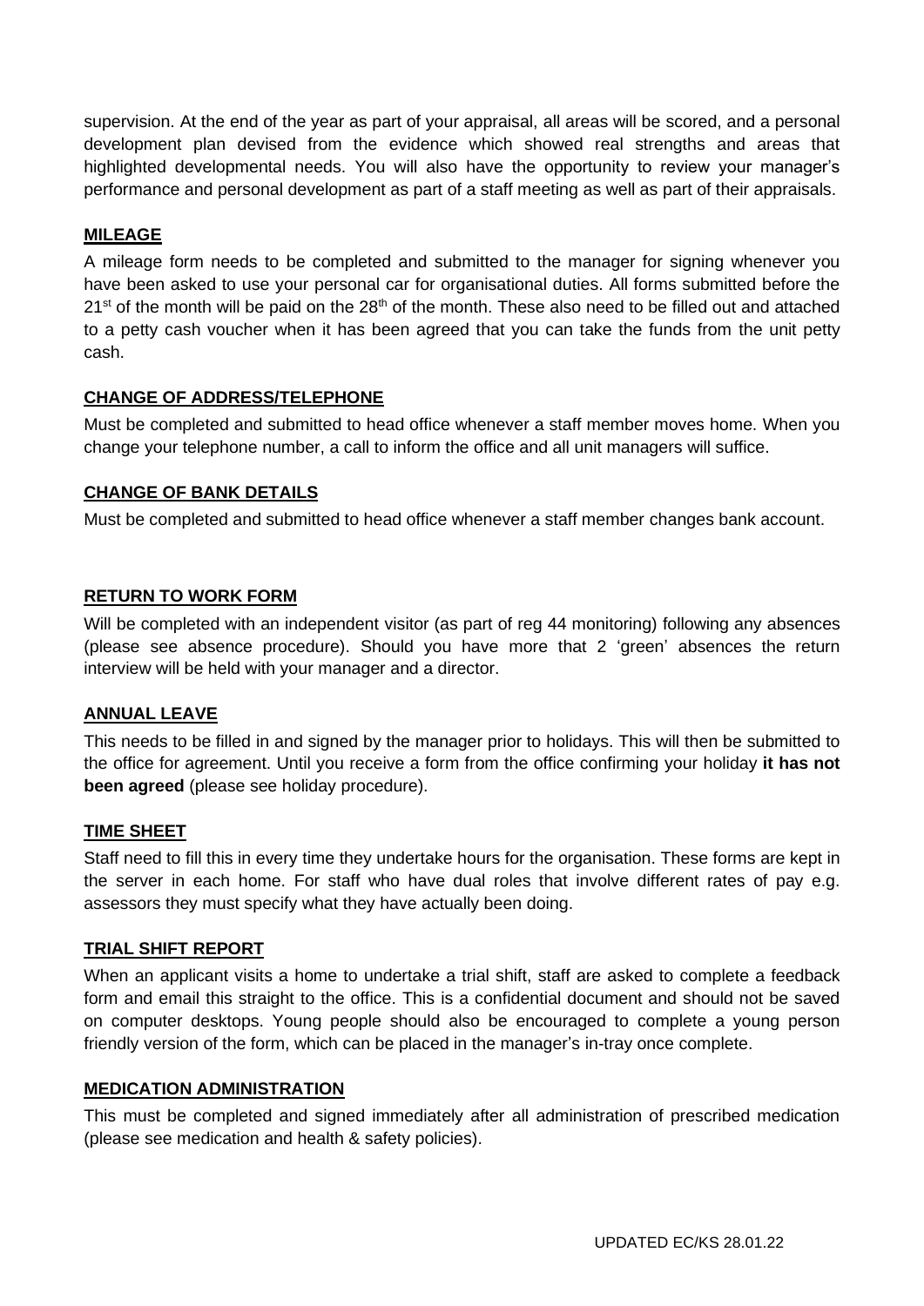supervision. At the end of the year as part of your appraisal, all areas will be scored, and a personal development plan devised from the evidence which showed real strengths and areas that highlighted developmental needs. You will also have the opportunity to review your manager's performance and personal development as part of a staff meeting as well as part of their appraisals.

## MILEAGE

A mileage form needs to be completed and submitted to the manager for signing whenever you have been asked to use your personal car for organisational duties. All forms submitted before the 21st of the month will be paid on the 28th of the month. These also need to be filled out and attached to a petty cash voucher when it has been agreed that you can take the funds from the unit petty cash.

## CHANGE OF ADDRESS/TELEPHONE

Must be completed and submitted to head office whenever a staff member moves home. When you change your telephone number, a call to inform the office and all unit managers will suffice.

## CHANGE OF BANK DETAILS

Must be completed and submitted to head office whenever a staff member changes bank account.

## RETURN TO WORK FORM

Will be completed with an independent visitor (as part of reg 44 monitoring) following any absences (please see absence procedure). Should you have more that 2 'green' absences the return interview will be held with your manager and a director.

## ANNUAL LEAVE

This needs to be filled in and signed by the manager prior to holidays. This will then be submitted to the office for agreement. Until you receive a form from the office confirming your holiday **it has not been agreed** (please see holiday procedure).

## TIME SHEET

Staff need to fill this in every time they undertake hours for the organisation. These forms are kept in the server in each home. For staff who have dual roles that involve different rates of pay e.g. assessors they must specify what they have actually been doing.

## TRIAL SHIFT REPORT

When an applicant visits a home to undertake a trial shift, staff are asked to complete a feedback form and email this straight to the office. This is a confidential document and should not be saved on computer desktops. Young people should also be encouraged to complete a young person friendly version of the form, which can be placed in the manager's in-tray once complete.

## MEDICATION ADMINISTRATION

This must be completed and signed immediately after all administration of prescribed medication (please see medication and health & safety policies).

UPDATED EC/KS 28.01.22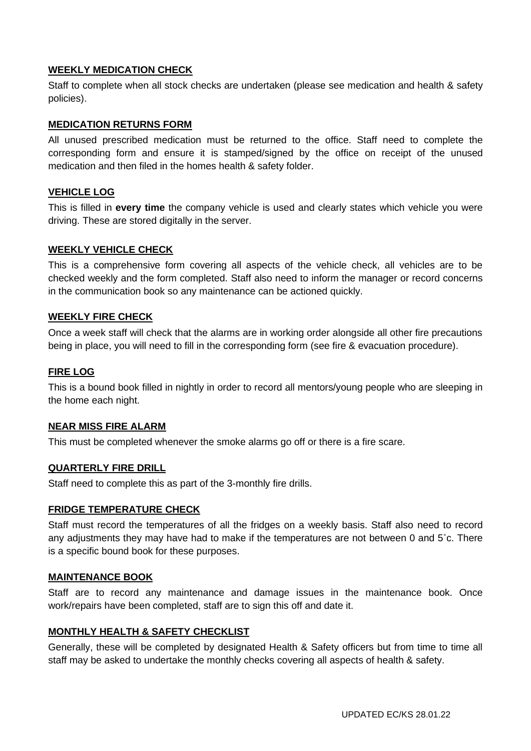**WEEKLY MEDICATION CHECK**

Staff to complete when all stock checks are undertaken (please see medication and health & safety policies).

**MEDICATION RETURNS FORM**

All unused prescribed medication must be returned to the office. Staff need to complete the corresponding form and ensure it is stamped/signed by the office on receipt of the unused medication and then filed in the homes health & safety folder.

**VEHICLE LOG**

This is filled in **every time** the company vehicle is used and clearly states which vehicle you were driving. These are stored digitally in the server.

**WEEKLY VEHICLE CHECK**

This is a comprehensive form covering all aspects of the vehicle check, all vehicles are to be checked weekly and the form completed. Staff also need to inform the manager or record concerns in the communication book so any maintenance can be actioned quickly.

**WEEKLY FIRE CHECK**

Once a week staff will check that the alarms are in working order alongside all other fire precautions being in place, you will need to fill in the corresponding form (see fire & evacuation procedure).

**FIRE LOG**

This is a bound book filled in nightly in order to record all mentors/young people who are sleeping in the home each night.

**NEAR MISS FIRE ALARM**

This must be completed whenever the smoke alarms go off or there is a fire scare.

**QUARTERLY FIRE DRILL**

Staff need to complete this as part of the 3-monthly fire drills.

**FRIDGE TEMPERATURE CHECK**

Staff must record the temperatures of all the fridges on a weekly basis. Staff also need to record any adjustments they may have had to make if the temperatures are not between 0 and 5˚c. There is a specific bound book for these purposes.

**MAINTENANCE BOOK**

Staff are to record any maintenance and damage issues in the maintenance book. Once work/repairs have been completed, staff are to sign this off and date it.

**MONTHLY HEALTH & SAFETY CHECKLIST**

Generally, these will be completed by designated Health & Safety officers but from time to time all staff may be asked to undertake the monthly checks covering all aspects of health & safety.

UPDATED EC/KS 28.01.22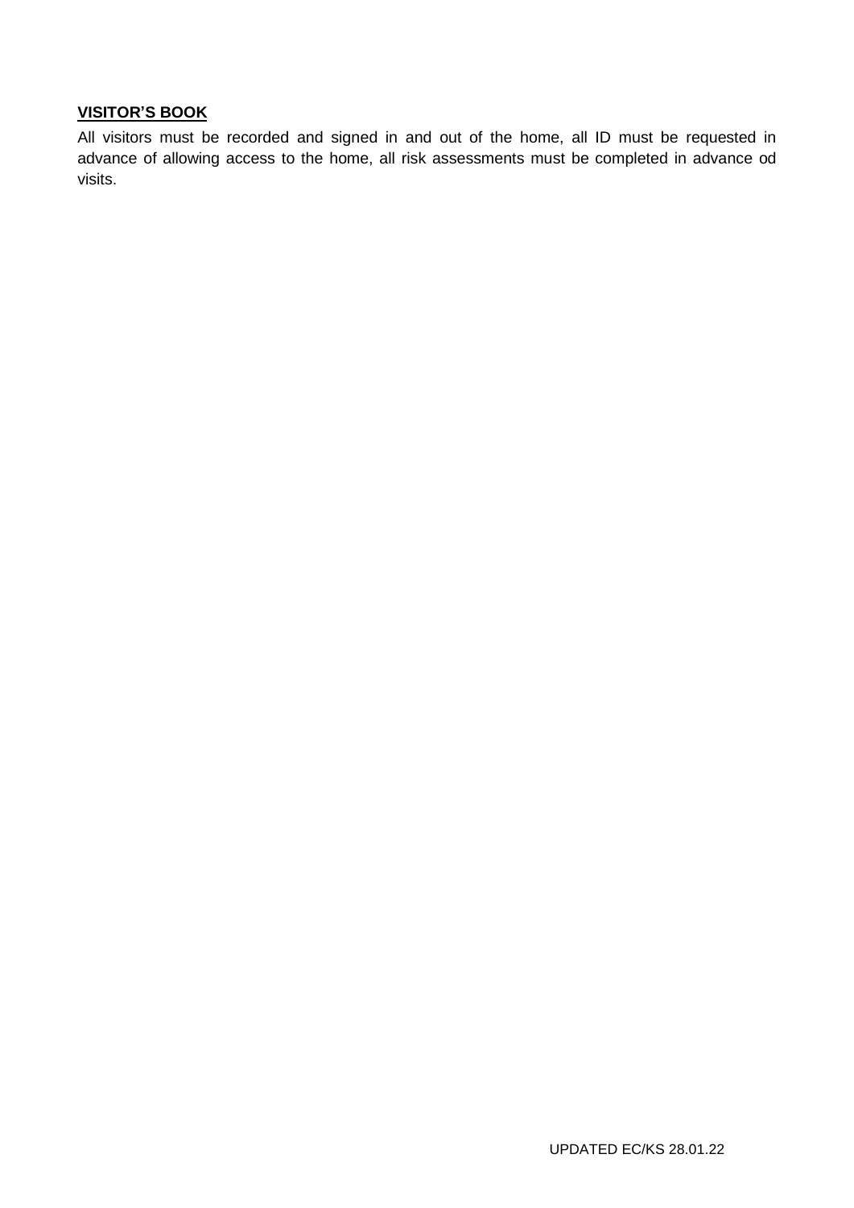**<u>VISITOR'S BOOK</u>**

All visitors must be recorded and signed in and out of the home, all ID must be requested in advance of allowing access to the home, all risk assessments must be completed in advance od visits.

UPDATED EC/KS 28.01.22